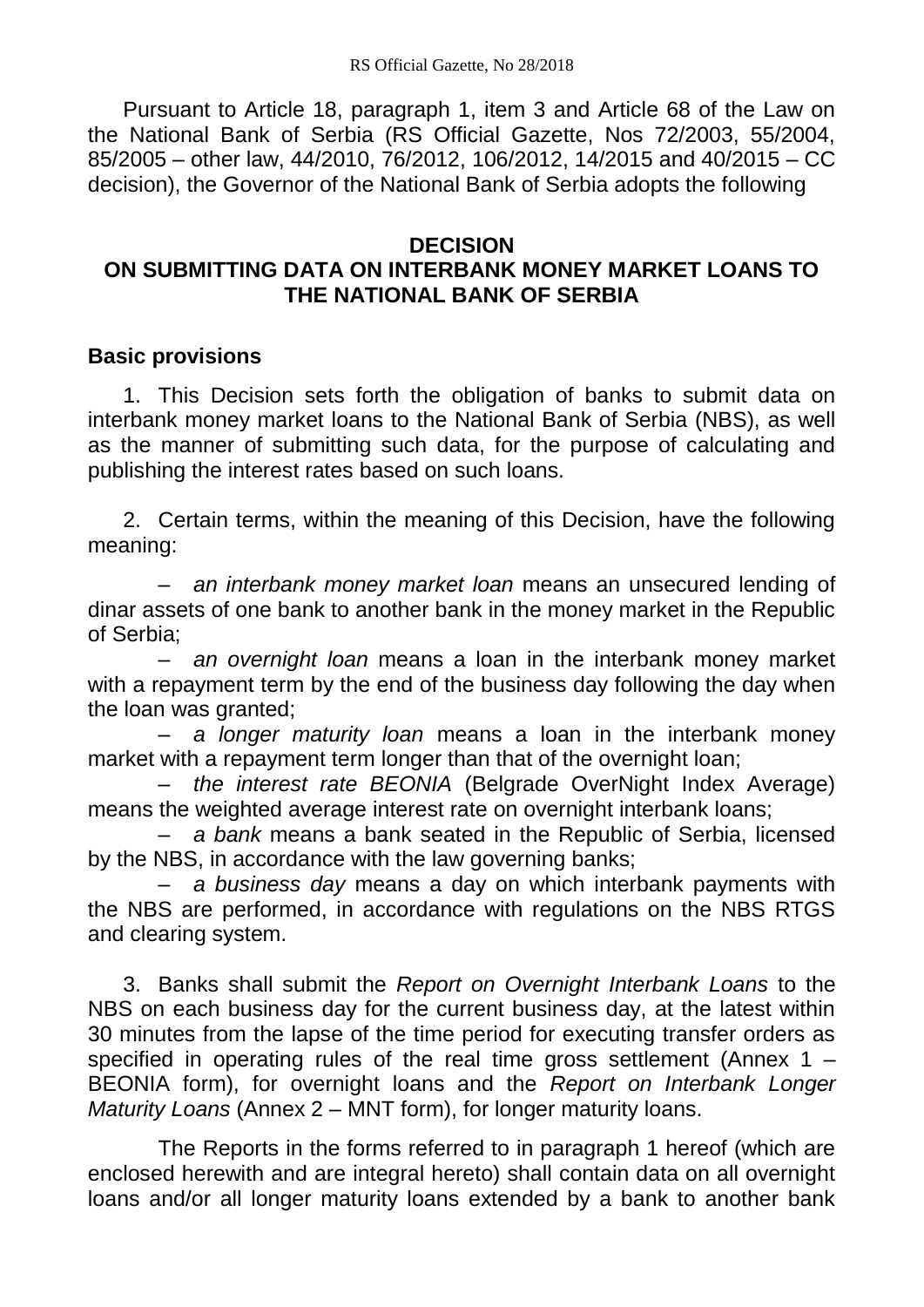RS Official Gazette, No 28/2018

Pursuant to Article 18, paragraph 1, item 3 and Article 68 of the Law on the National Bank of Serbia (RS Official Gazette, Nos 72/2003, 55/2004, 85/2005 – other law, 44/2010, 76/2012, 106/2012, 14/2015 and 40/2015 – CC decision), the Governor of the National Bank of Serbia adopts the following

# DECISION
# ON SUBMITTING DATA ON INTERBANK MONEY MARKET LOANS TO THE NATIONAL BANK OF SERBIA

## Basic provisions

1. This Decision sets forth the obligation of banks to submit data on interbank money market loans to the National Bank of Serbia (NBS), as well as the manner of submitting such data, for the purpose of calculating and publishing the interest rates based on such loans.

2. Certain terms, within the meaning of this Decision, have the following meaning:

– *an interbank money market loan* means an unsecured lending of dinar assets of one bank to another bank in the money market in the Republic of Serbia;

– *an overnight loan* means a loan in the interbank money market with a repayment term by the end of the business day following the day when the loan was granted;

– *a longer maturity loan* means a loan in the interbank money market with a repayment term longer than that of the overnight loan;

– *the interest rate BEONIA* (Belgrade OverNight Index Average) means the weighted average interest rate on overnight interbank loans;

– *a bank* means a bank seated in the Republic of Serbia, licensed by the NBS, in accordance with the law governing banks;

– *a business day* means a day on which interbank payments with the NBS are performed, in accordance with regulations on the NBS RTGS and clearing system.

3. Banks shall submit the *Report on Overnight Interbank Loans* to the NBS on each business day for the current business day, at the latest within 30 minutes from the lapse of the time period for executing transfer orders as specified in operating rules of the real time gross settlement (Annex 1 – BEONIA form), for overnight loans and the *Report on Interbank Longer Maturity Loans* (Annex 2 – MNT form), for longer maturity loans.

The Reports in the forms referred to in paragraph 1 hereof (which are enclosed herewith and are integral hereto) shall contain data on all overnight loans and/or all longer maturity loans extended by a bank to another bank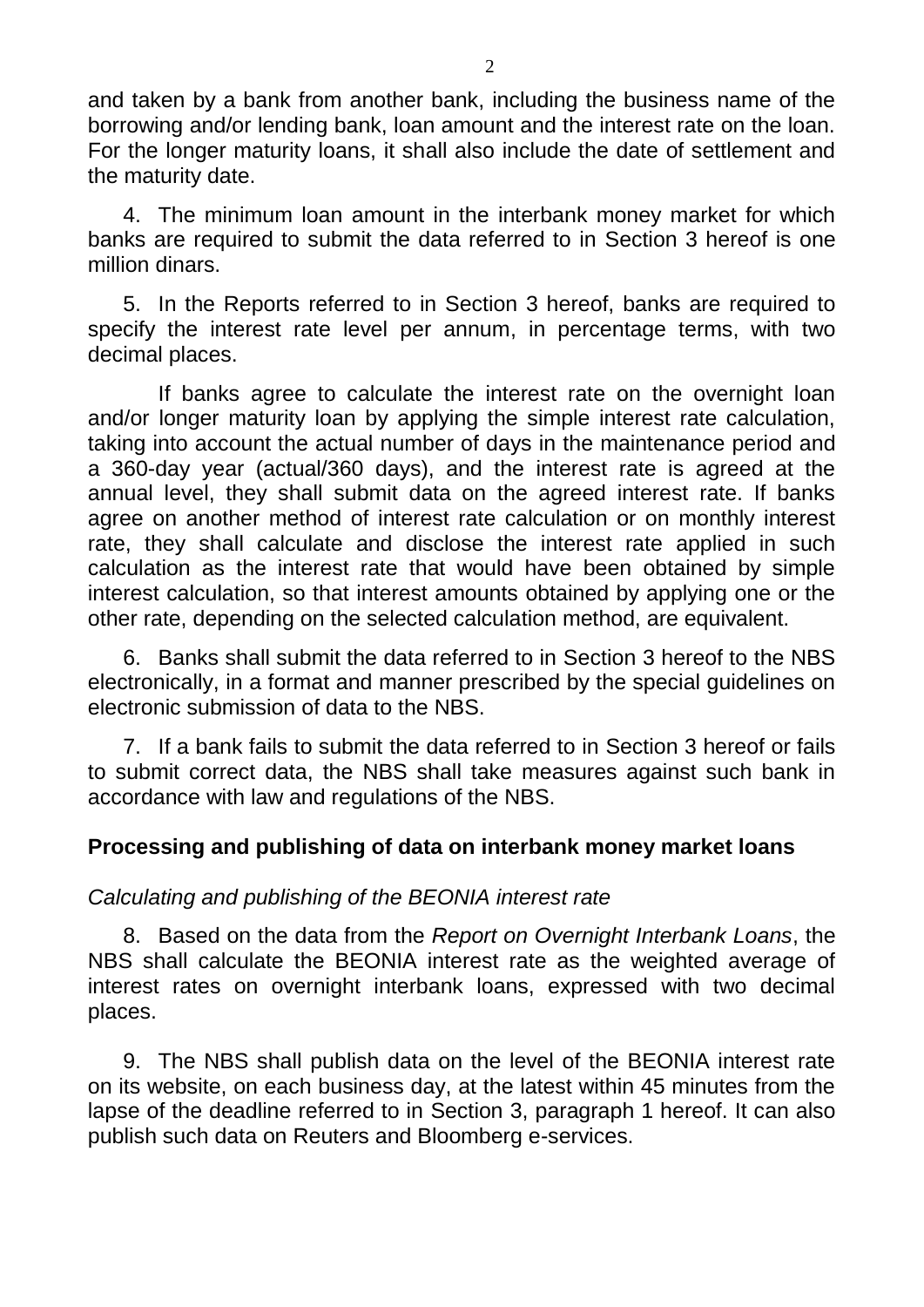and taken by a bank from another bank, including the business name of the borrowing and/or lending bank, loan amount and the interest rate on the loan. For the longer maturity loans, it shall also include the date of settlement and the maturity date.

4. The minimum loan amount in the interbank money market for which banks are required to submit the data referred to in Section 3 hereof is one million dinars.

5. In the Reports referred to in Section 3 hereof, banks are required to specify the interest rate level per annum, in percentage terms, with two decimal places.

If banks agree to calculate the interest rate on the overnight loan and/or longer maturity loan by applying the simple interest rate calculation, taking into account the actual number of days in the maintenance period and a 360-day year (actual/360 days), and the interest rate is agreed at the annual level, they shall submit data on the agreed interest rate. If banks agree on another method of interest rate calculation or on monthly interest rate, they shall calculate and disclose the interest rate applied in such calculation as the interest rate that would have been obtained by simple interest calculation, so that interest amounts obtained by applying one or the other rate, depending on the selected calculation method, are equivalent.

6. Banks shall submit the data referred to in Section 3 hereof to the NBS electronically, in a format and manner prescribed by the special guidelines on electronic submission of data to the NBS.

7. If a bank fails to submit the data referred to in Section 3 hereof or fails to submit correct data, the NBS shall take measures against such bank in accordance with law and regulations of the NBS.

## Processing and publishing of data on interbank money market loans

*Calculating and publishing of the BEONIA interest rate*

8. Based on the data from the *Report on Overnight Interbank Loans*, the NBS shall calculate the BEONIA interest rate as the weighted average of interest rates on overnight interbank loans, expressed with two decimal places.

9. The NBS shall publish data on the level of the BEONIA interest rate on its website, on each business day, at the latest within 45 minutes from the lapse of the deadline referred to in Section 3, paragraph 1 hereof. It can also publish such data on Reuters and Bloomberg e-services.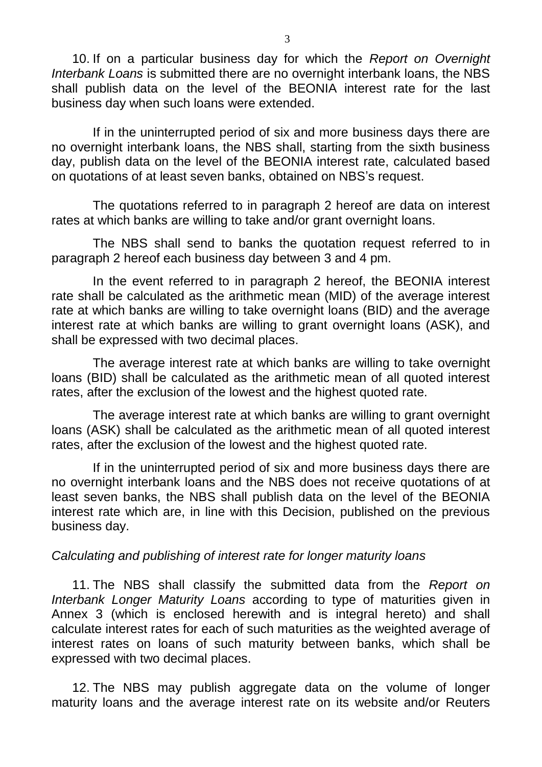10. If on a particular business day for which the *Report on Overnight Interbank Loans* is submitted there are no overnight interbank loans, the NBS shall publish data on the level of the BEONIA interest rate for the last business day when such loans were extended.

If in the uninterrupted period of six and more business days there are no overnight interbank loans, the NBS shall, starting from the sixth business day, publish data on the level of the BEONIA interest rate, calculated based on quotations of at least seven banks, obtained on NBS's request.

The quotations referred to in paragraph 2 hereof are data on interest rates at which banks are willing to take and/or grant overnight loans.

The NBS shall send to banks the quotation request referred to in paragraph 2 hereof each business day between 3 and 4 pm.

In the event referred to in paragraph 2 hereof, the BEONIA interest rate shall be calculated as the arithmetic mean (MID) of the average interest rate at which banks are willing to take overnight loans (BID) and the average interest rate at which banks are willing to grant overnight loans (ASK), and shall be expressed with two decimal places.

The average interest rate at which banks are willing to take overnight loans (BID) shall be calculated as the arithmetic mean of all quoted interest rates, after the exclusion of the lowest and the highest quoted rate.

The average interest rate at which banks are willing to grant overnight loans (ASK) shall be calculated as the arithmetic mean of all quoted interest rates, after the exclusion of the lowest and the highest quoted rate.

If in the uninterrupted period of six and more business days there are no overnight interbank loans and the NBS does not receive quotations of at least seven banks, the NBS shall publish data on the level of the BEONIA interest rate which are, in line with this Decision, published on the previous business day.

*Calculating and publishing of interest rate for longer maturity loans*

11. The NBS shall classify the submitted data from the *Report on Interbank Longer Maturity Loans* according to type of maturities given in Annex 3 (which is enclosed herewith and is integral hereto) and shall calculate interest rates for each of such maturities as the weighted average of interest rates on loans of such maturity between banks, which shall be expressed with two decimal places.

12. The NBS may publish aggregate data on the volume of longer maturity loans and the average interest rate on its website and/or Reuters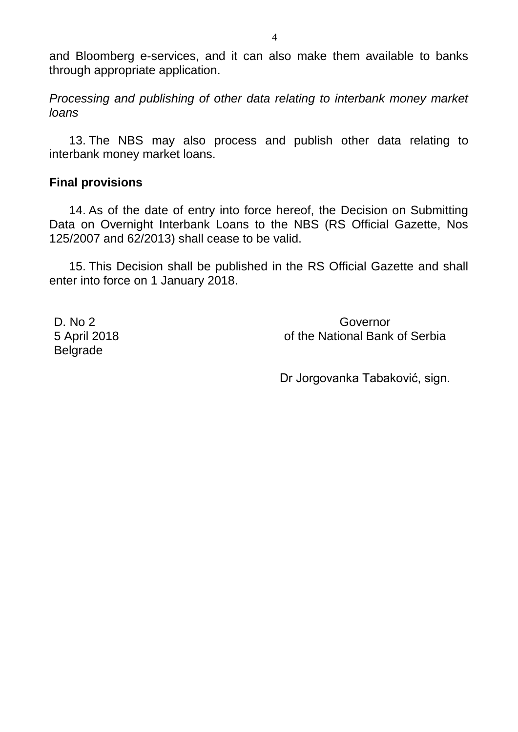and Bloomberg e-services, and it can also make them available to banks through appropriate application.

*Processing and publishing of other data relating to interbank money market loans*

13. The NBS may also process and publish other data relating to interbank money market loans.

## Final provisions

14. As of the date of entry into force hereof, the Decision on Submitting Data on Overnight Interbank Loans to the NBS (RS Official Gazette, Nos 125/2007 and 62/2013) shall cease to be valid.

15. This Decision shall be published in the RS Official Gazette and shall enter into force on 1 January 2018.

D. No 2
5 April 2018
Belgrade

Governor
of the National Bank of Serbia

Dr Jorgovanka Tabaković, sign.